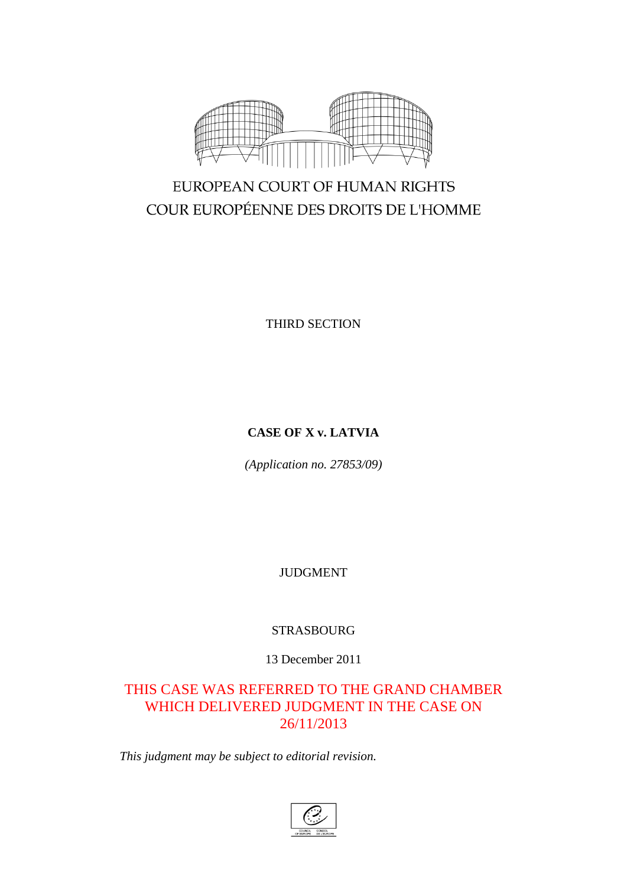EUROPEAN COURT OF HUMAN RIGHTS
COUR EUROPÉENNE DES DROITS DE L'HOMME

THIRD SECTION

**CASE OF X v. LATVIA**

*(Application no. 27853/09)*

JUDGMENT

STRASBOURG

13 December 2011

THIS CASE WAS REFERRED TO THE GRAND CHAMBER WHICH DELIVERED JUDGMENT IN THE CASE ON 26/11/2013

*This judgment may be subject to editorial revision.*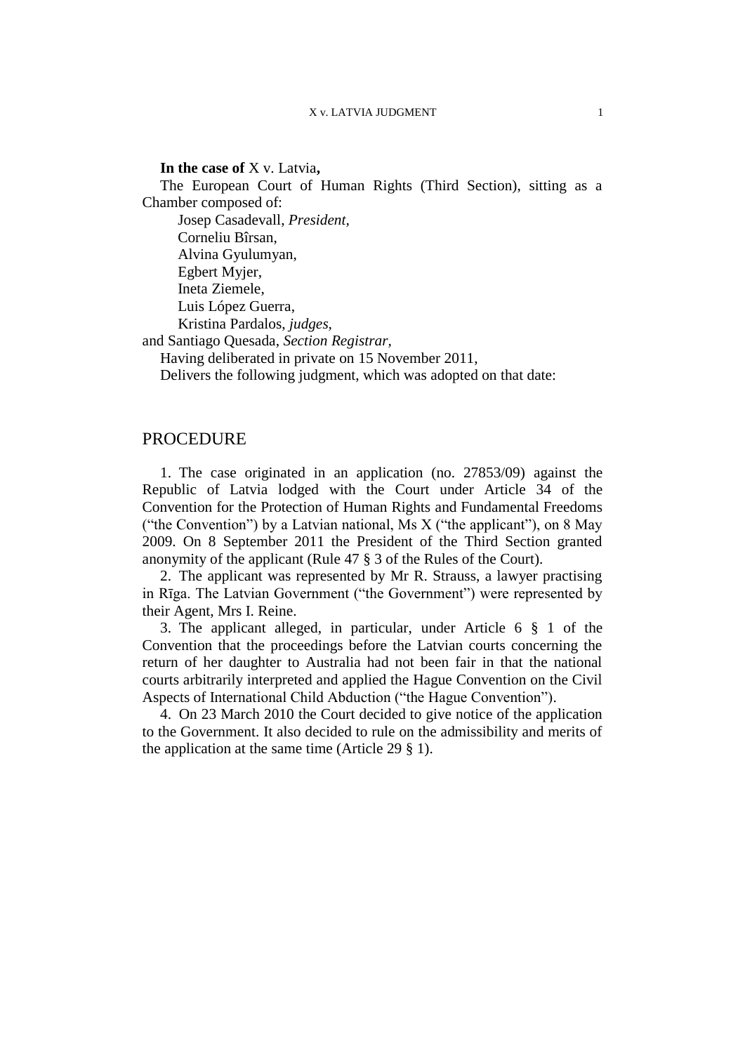**In the case of** X v. Latvia**,**

The European Court of Human Rights (Third Section), sitting as a Chamber composed of:

Josep Casadevall, *President*,
Corneliu Bîrsan,
Alvina Gyulumyan,
Egbert Myjer,
Ineta Ziemele,
Luis López Guerra,
Kristina Pardalos, *judges*,
and Santiago Quesada, *Section Registrar,*

Having deliberated in private on 15 November 2011,

Delivers the following judgment, which was adopted on that date:

## PROCEDURE

1. The case originated in an application (no. 27853/09) against the Republic of Latvia lodged with the Court under Article 34 of the Convention for the Protection of Human Rights and Fundamental Freedoms ("the Convention") by a Latvian national, Ms X ("the applicant"), on 8 May 2009. On 8 September 2011 the President of the Third Section granted anonymity of the applicant (Rule 47 § 3 of the Rules of the Court).

2. The applicant was represented by Mr R. Strauss, a lawyer practising in Rīga. The Latvian Government ("the Government") were represented by their Agent, Mrs I. Reine.

3. The applicant alleged, in particular, under Article 6 § 1 of the Convention that the proceedings before the Latvian courts concerning the return of her daughter to Australia had not been fair in that the national courts arbitrarily interpreted and applied the Hague Convention on the Civil Aspects of International Child Abduction ("the Hague Convention").

4. On 23 March 2010 the Court decided to give notice of the application to the Government. It also decided to rule on the admissibility and merits of the application at the same time (Article 29 § 1).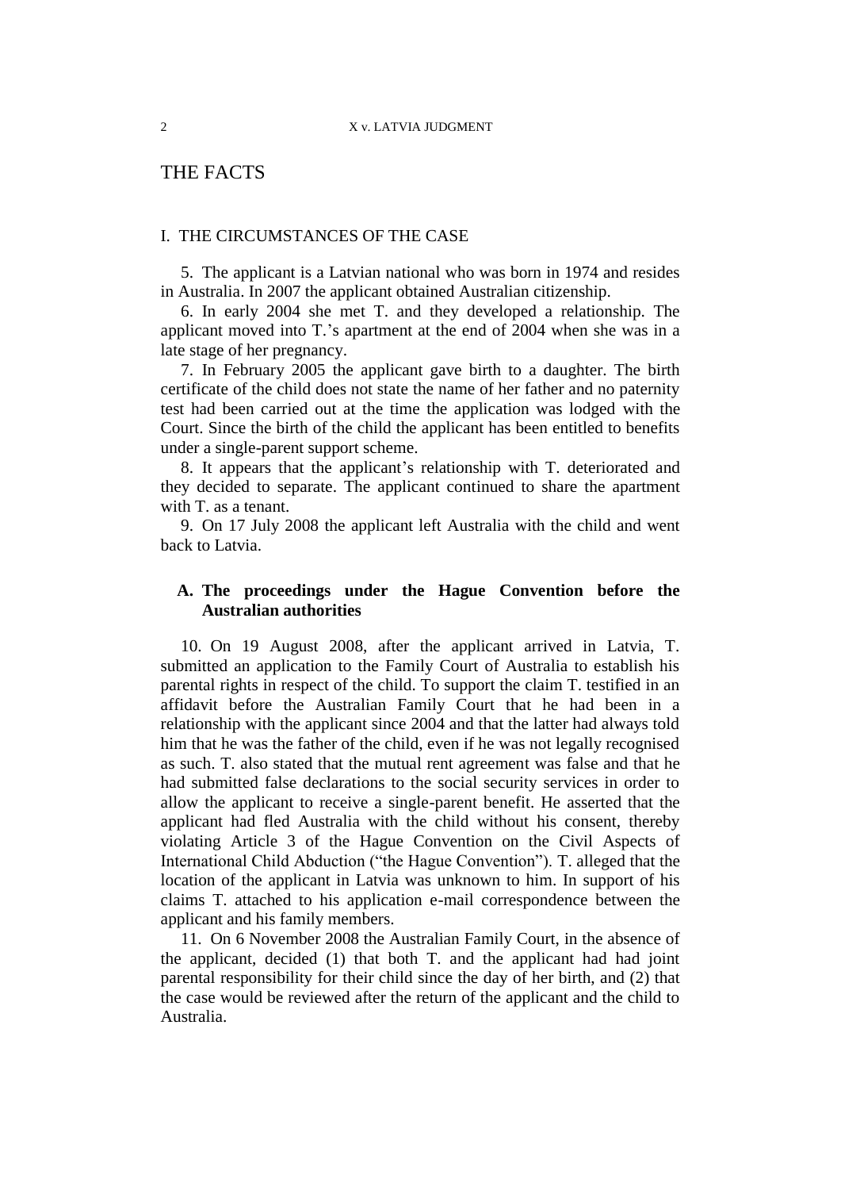# THE FACTS

## I. THE CIRCUMSTANCES OF THE CASE

5. The applicant is a Latvian national who was born in 1974 and resides in Australia. In 2007 the applicant obtained Australian citizenship.

6. In early 2004 she met T. and they developed a relationship. The applicant moved into T.'s apartment at the end of 2004 when she was in a late stage of her pregnancy.

7. In February 2005 the applicant gave birth to a daughter. The birth certificate of the child does not state the name of her father and no paternity test had been carried out at the time the application was lodged with the Court. Since the birth of the child the applicant has been entitled to benefits under a single-parent support scheme.

8. It appears that the applicant's relationship with T. deteriorated and they decided to separate. The applicant continued to share the apartment with T. as a tenant.

9. On 17 July 2008 the applicant left Australia with the child and went back to Latvia.

### A. The proceedings under the Hague Convention before the Australian authorities

10. On 19 August 2008, after the applicant arrived in Latvia, T. submitted an application to the Family Court of Australia to establish his parental rights in respect of the child. To support the claim T. testified in an affidavit before the Australian Family Court that he had been in a relationship with the applicant since 2004 and that the latter had always told him that he was the father of the child, even if he was not legally recognised as such. T. also stated that the mutual rent agreement was false and that he had submitted false declarations to the social security services in order to allow the applicant to receive a single-parent benefit. He asserted that the applicant had fled Australia with the child without his consent, thereby violating Article 3 of the Hague Convention on the Civil Aspects of International Child Abduction ("the Hague Convention"). T. alleged that the location of the applicant in Latvia was unknown to him. In support of his claims T. attached to his application e-mail correspondence between the applicant and his family members.

11. On 6 November 2008 the Australian Family Court, in the absence of the applicant, decided (1) that both T. and the applicant had had joint parental responsibility for their child since the day of her birth, and (2) that the case would be reviewed after the return of the applicant and the child to Australia.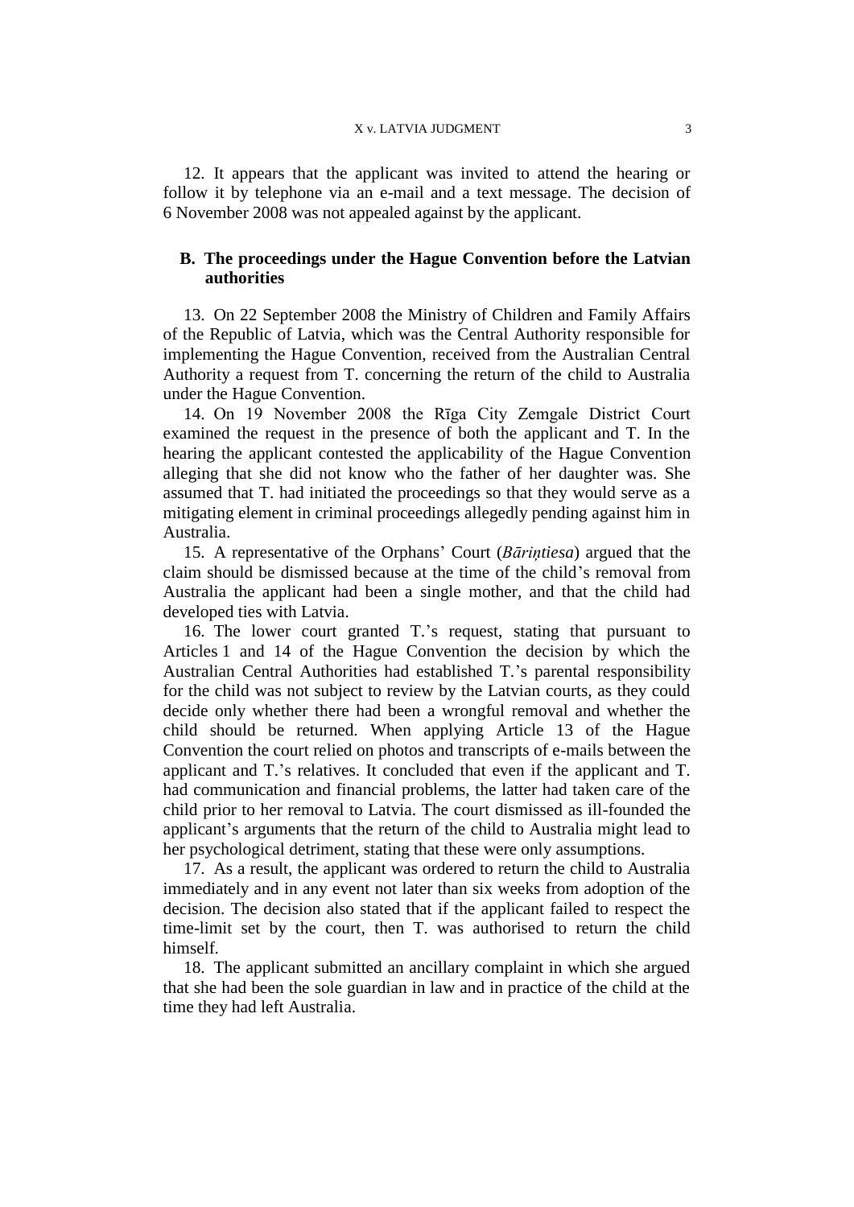12. It appears that the applicant was invited to attend the hearing or follow it by telephone via an e-mail and a text message. The decision of 6 November 2008 was not appealed against by the applicant.

### B. The proceedings under the Hague Convention before the Latvian authorities

13. On 22 September 2008 the Ministry of Children and Family Affairs of the Republic of Latvia, which was the Central Authority responsible for implementing the Hague Convention, received from the Australian Central Authority a request from T. concerning the return of the child to Australia under the Hague Convention.

14. On 19 November 2008 the Rīga City Zemgale District Court examined the request in the presence of both the applicant and T. In the hearing the applicant contested the applicability of the Hague Convention alleging that she did not know who the father of her daughter was. She assumed that T. had initiated the proceedings so that they would serve as a mitigating element in criminal proceedings allegedly pending against him in Australia.

15. A representative of the Orphans' Court (*Bāriņtiesa*) argued that the claim should be dismissed because at the time of the child's removal from Australia the applicant had been a single mother, and that the child had developed ties with Latvia.

16. The lower court granted T.'s request, stating that pursuant to Articles 1 and 14 of the Hague Convention the decision by which the Australian Central Authorities had established T.'s parental responsibility for the child was not subject to review by the Latvian courts, as they could decide only whether there had been a wrongful removal and whether the child should be returned. When applying Article 13 of the Hague Convention the court relied on photos and transcripts of e-mails between the applicant and T.'s relatives. It concluded that even if the applicant and T. had communication and financial problems, the latter had taken care of the child prior to her removal to Latvia. The court dismissed as ill-founded the applicant's arguments that the return of the child to Australia might lead to her psychological detriment, stating that these were only assumptions.

17. As a result, the applicant was ordered to return the child to Australia immediately and in any event not later than six weeks from adoption of the decision. The decision also stated that if the applicant failed to respect the time-limit set by the court, then T. was authorised to return the child himself.

18. The applicant submitted an ancillary complaint in which she argued that she had been the sole guardian in law and in practice of the child at the time they had left Australia.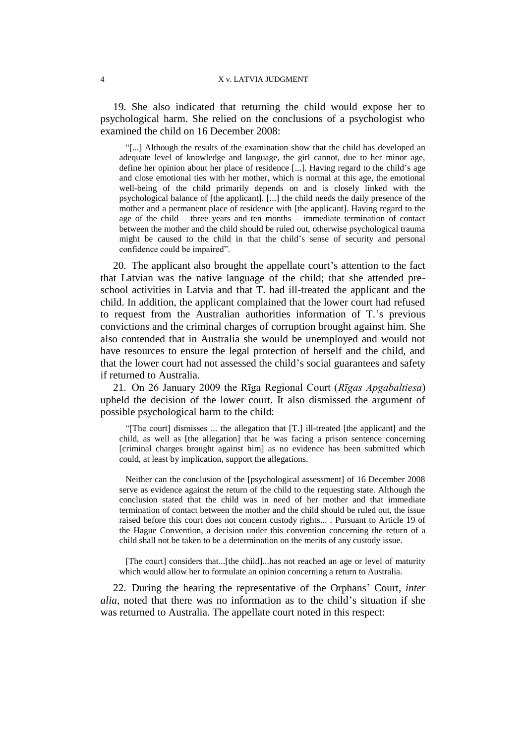19. She also indicated that returning the child would expose her to psychological harm. She relied on the conclusions of a psychologist who examined the child on 16 December 2008:

> "[...] Although the results of the examination show that the child has developed an adequate level of knowledge and language, the girl cannot, due to her minor age, define her opinion about her place of residence [...]. Having regard to the child's age and close emotional ties with her mother, which is normal at this age, the emotional well-being of the child primarily depends on and is closely linked with the psychological balance of [the applicant]. [...] the child needs the daily presence of the mother and a permanent place of residence with [the applicant]. Having regard to the age of the child – three years and ten months – immediate termination of contact between the mother and the child should be ruled out, otherwise psychological trauma might be caused to the child in that the child's sense of security and personal confidence could be impaired".

20. The applicant also brought the appellate court's attention to the fact that Latvian was the native language of the child; that she attended pre-school activities in Latvia and that T. had ill-treated the applicant and the child. In addition, the applicant complained that the lower court had refused to request from the Australian authorities information of T.'s previous convictions and the criminal charges of corruption brought against him. She also contended that in Australia she would be unemployed and would not have resources to ensure the legal protection of herself and the child, and that the lower court had not assessed the child's social guarantees and safety if returned to Australia.

21. On 26 January 2009 the Rīga Regional Court (*Rīgas Apgabaltiesa*) upheld the decision of the lower court. It also dismissed the argument of possible psychological harm to the child:

> "[The court] dismisses ... the allegation that [T.] ill-treated [the applicant] and the child, as well as [the allegation] that he was facing a prison sentence concerning [criminal charges brought against him] as no evidence has been submitted which could, at least by implication, support the allegations.
>
> Neither can the conclusion of the [psychological assessment] of 16 December 2008 serve as evidence against the return of the child to the requesting state. Although the conclusion stated that the child was in need of her mother and that immediate termination of contact between the mother and the child should be ruled out, the issue raised before this court does not concern custody rights... . Pursuant to Article 19 of the Hague Convention, a decision under this convention concerning the return of a child shall not be taken to be a determination on the merits of any custody issue.
>
> [The court] considers that...[the child]...has not reached an age or level of maturity which would allow her to formulate an opinion concerning a return to Australia.

22. During the hearing the representative of the Orphans' Court, *inter alia*, noted that there was no information as to the child's situation if she was returned to Australia. The appellate court noted in this respect: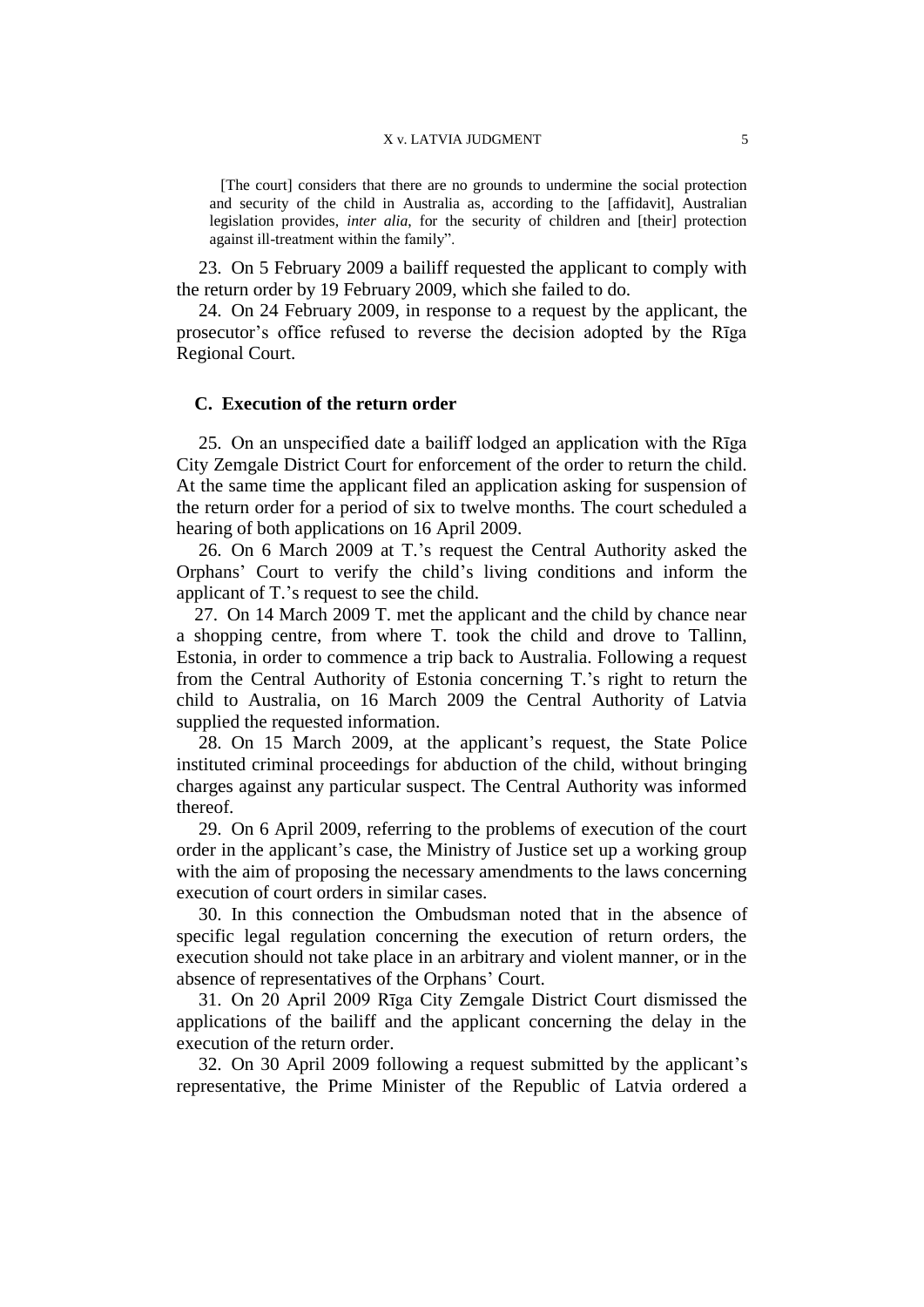[The court] considers that there are no grounds to undermine the social protection and security of the child in Australia as, according to the [affidavit], Australian legislation provides, *inter alia*, for the security of children and [their] protection against ill-treatment within the family".

23. On 5 February 2009 a bailiff requested the applicant to comply with the return order by 19 February 2009, which she failed to do.

24. On 24 February 2009, in response to a request by the applicant, the prosecutor's office refused to reverse the decision adopted by the Rīga Regional Court.

## C. Execution of the return order

25. On an unspecified date a bailiff lodged an application with the Rīga City Zemgale District Court for enforcement of the order to return the child. At the same time the applicant filed an application asking for suspension of the return order for a period of six to twelve months. The court scheduled a hearing of both applications on 16 April 2009.

26. On 6 March 2009 at T.'s request the Central Authority asked the Orphans' Court to verify the child's living conditions and inform the applicant of T.'s request to see the child.

27. On 14 March 2009 T. met the applicant and the child by chance near a shopping centre, from where T. took the child and drove to Tallinn, Estonia, in order to commence a trip back to Australia. Following a request from the Central Authority of Estonia concerning T.'s right to return the child to Australia, on 16 March 2009 the Central Authority of Latvia supplied the requested information.

28. On 15 March 2009, at the applicant's request, the State Police instituted criminal proceedings for abduction of the child, without bringing charges against any particular suspect. The Central Authority was informed thereof.

29. On 6 April 2009, referring to the problems of execution of the court order in the applicant's case, the Ministry of Justice set up a working group with the aim of proposing the necessary amendments to the laws concerning execution of court orders in similar cases.

30. In this connection the Ombudsman noted that in the absence of specific legal regulation concerning the execution of return orders, the execution should not take place in an arbitrary and violent manner, or in the absence of representatives of the Orphans' Court.

31. On 20 April 2009 Rīga City Zemgale District Court dismissed the applications of the bailiff and the applicant concerning the delay in the execution of the return order.

32. On 30 April 2009 following a request submitted by the applicant's representative, the Prime Minister of the Republic of Latvia ordered a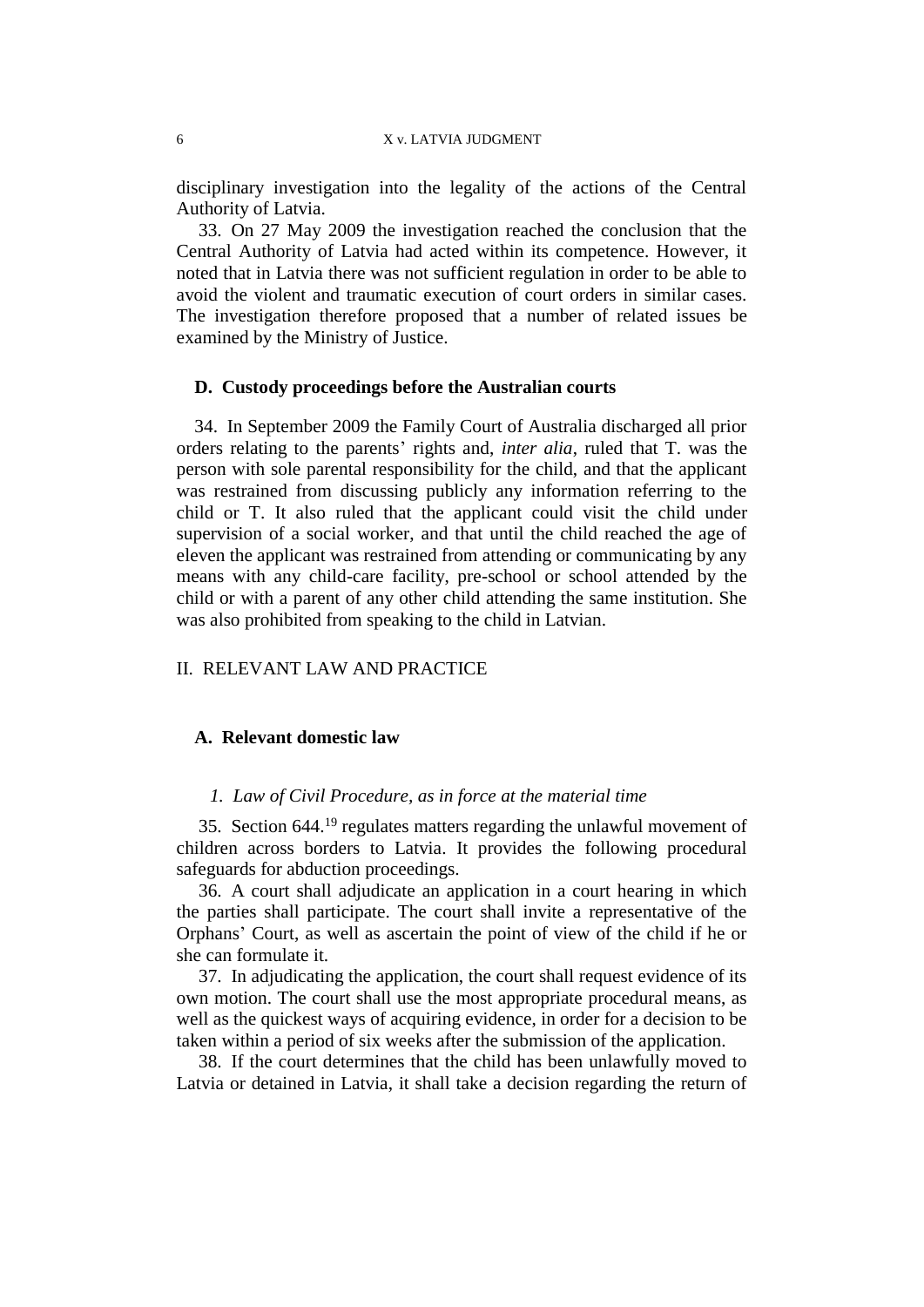disciplinary investigation into the legality of the actions of the Central Authority of Latvia.

33. On 27 May 2009 the investigation reached the conclusion that the Central Authority of Latvia had acted within its competence. However, it noted that in Latvia there was not sufficient regulation in order to be able to avoid the violent and traumatic execution of court orders in similar cases. The investigation therefore proposed that a number of related issues be examined by the Ministry of Justice.

### D. Custody proceedings before the Australian courts

34. In September 2009 the Family Court of Australia discharged all prior orders relating to the parents' rights and, *inter alia*, ruled that T. was the person with sole parental responsibility for the child, and that the applicant was restrained from discussing publicly any information referring to the child or T. It also ruled that the applicant could visit the child under supervision of a social worker, and that until the child reached the age of eleven the applicant was restrained from attending or communicating by any means with any child-care facility, pre-school or school attended by the child or with a parent of any other child attending the same institution. She was also prohibited from speaking to the child in Latvian.

## II. RELEVANT LAW AND PRACTICE

### A. Relevant domestic law

#### *1. Law of Civil Procedure, as in force at the material time*

35. Section 644.[19] regulates matters regarding the unlawful movement of children across borders to Latvia. It provides the following procedural safeguards for abduction proceedings.

36. A court shall adjudicate an application in a court hearing in which the parties shall participate. The court shall invite a representative of the Orphans' Court, as well as ascertain the point of view of the child if he or she can formulate it.

37. In adjudicating the application, the court shall request evidence of its own motion. The court shall use the most appropriate procedural means, as well as the quickest ways of acquiring evidence, in order for a decision to be taken within a period of six weeks after the submission of the application.

38. If the court determines that the child has been unlawfully moved to Latvia or detained in Latvia, it shall take a decision regarding the return of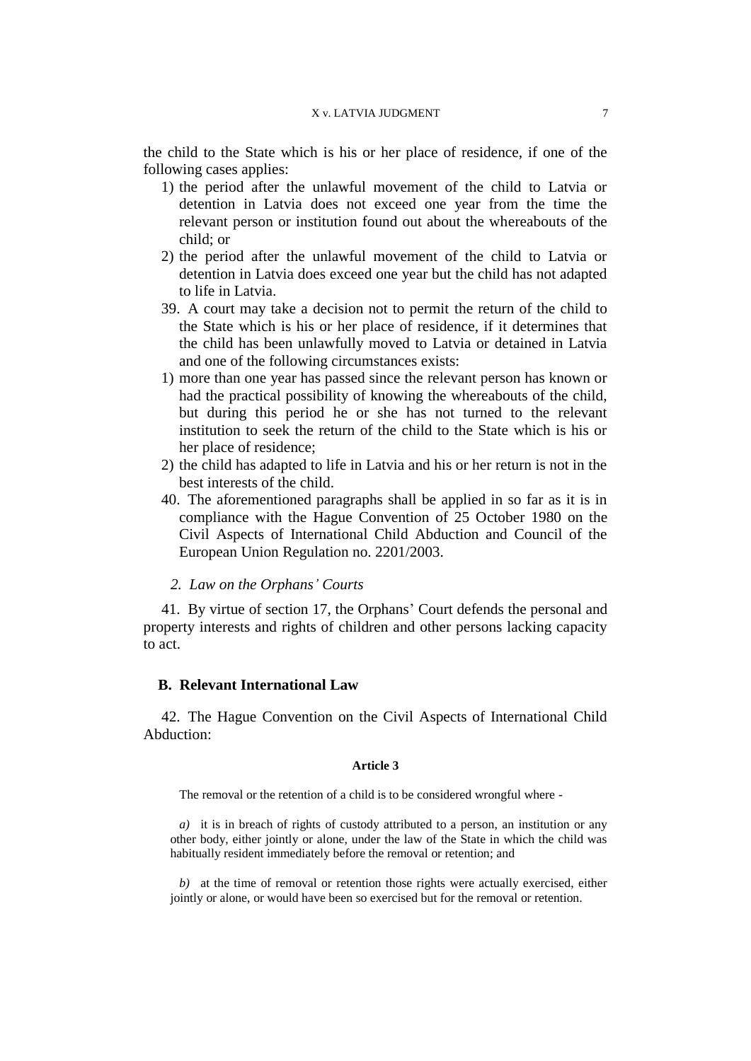the child to the State which is his or her place of residence, if one of the following cases applies:

1) the period after the unlawful movement of the child to Latvia or detention in Latvia does not exceed one year from the time the relevant person or institution found out about the whereabouts of the child; or
2) the period after the unlawful movement of the child to Latvia or detention in Latvia does exceed one year but the child has not adapted to life in Latvia.

39. A court may take a decision not to permit the return of the child to the State which is his or her place of residence, if it determines that the child has been unlawfully moved to Latvia or detained in Latvia and one of the following circumstances exists:

1) more than one year has passed since the relevant person has known or had the practical possibility of knowing the whereabouts of the child, but during this period he or she has not turned to the relevant institution to seek the return of the child to the State which is his or her place of residence;
2) the child has adapted to life in Latvia and his or her return is not in the best interests of the child.

40. The aforementioned paragraphs shall be applied in so far as it is in compliance with the Hague Convention of 25 October 1980 on the Civil Aspects of International Child Abduction and Council of the European Union Regulation no. 2201/2003.

### *2. Law on the Orphans' Courts*

41. By virtue of section 17, the Orphans' Court defends the personal and property interests and rights of children and other persons lacking capacity to act.

## B. Relevant International Law

42. The Hague Convention on the Civil Aspects of International Child Abduction:

**Article 3**

The removal or the retention of a child is to be considered wrongful where -

*a)* it is in breach of rights of custody attributed to a person, an institution or any other body, either jointly or alone, under the law of the State in which the child was habitually resident immediately before the removal or retention; and

*b)* at the time of removal or retention those rights were actually exercised, either jointly or alone, or would have been so exercised but for the removal or retention.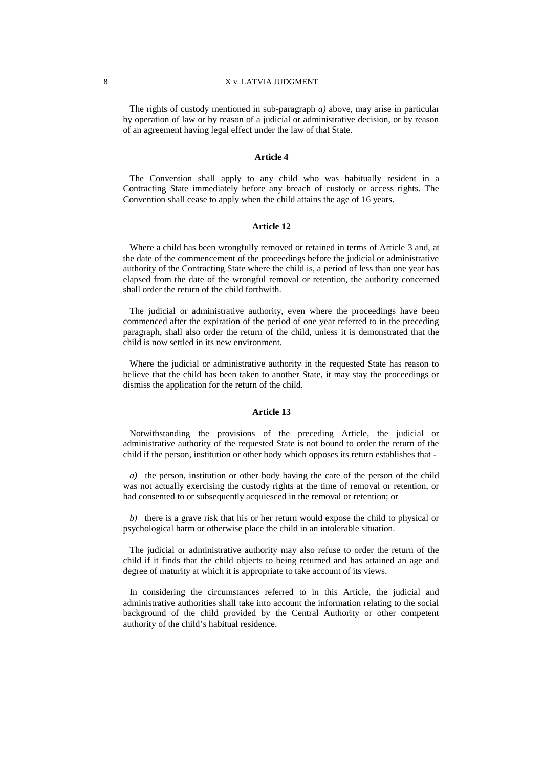The rights of custody mentioned in sub-paragraph *a)* above, may arise in particular by operation of law or by reason of a judicial or administrative decision, or by reason of an agreement having legal effect under the law of that State.

#### Article 4

The Convention shall apply to any child who was habitually resident in a Contracting State immediately before any breach of custody or access rights. The Convention shall cease to apply when the child attains the age of 16 years.

#### Article 12

Where a child has been wrongfully removed or retained in terms of Article 3 and, at the date of the commencement of the proceedings before the judicial or administrative authority of the Contracting State where the child is, a period of less than one year has elapsed from the date of the wrongful removal or retention, the authority concerned shall order the return of the child forthwith.

The judicial or administrative authority, even where the proceedings have been commenced after the expiration of the period of one year referred to in the preceding paragraph, shall also order the return of the child, unless it is demonstrated that the child is now settled in its new environment.

Where the judicial or administrative authority in the requested State has reason to believe that the child has been taken to another State, it may stay the proceedings or dismiss the application for the return of the child.

#### Article 13

Notwithstanding the provisions of the preceding Article, the judicial or administrative authority of the requested State is not bound to order the return of the child if the person, institution or other body which opposes its return establishes that -

*a)* the person, institution or other body having the care of the person of the child was not actually exercising the custody rights at the time of removal or retention, or had consented to or subsequently acquiesced in the removal or retention; or

*b)* there is a grave risk that his or her return would expose the child to physical or psychological harm or otherwise place the child in an intolerable situation.

The judicial or administrative authority may also refuse to order the return of the child if it finds that the child objects to being returned and has attained an age and degree of maturity at which it is appropriate to take account of its views.

In considering the circumstances referred to in this Article, the judicial and administrative authorities shall take into account the information relating to the social background of the child provided by the Central Authority or other competent authority of the child's habitual residence.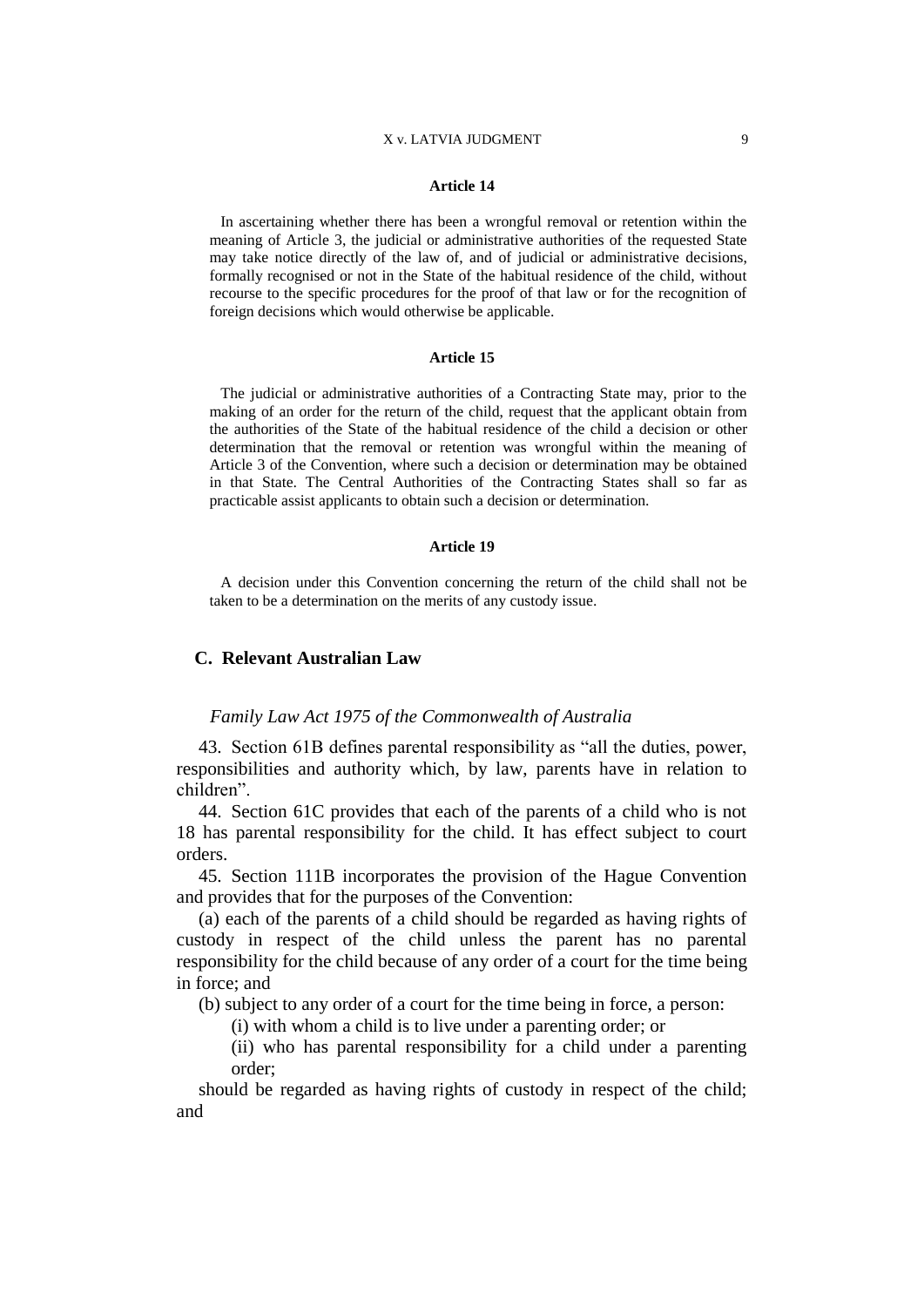#### Article 14

In ascertaining whether there has been a wrongful removal or retention within the meaning of Article 3, the judicial or administrative authorities of the requested State may take notice directly of the law of, and of judicial or administrative decisions, formally recognised or not in the State of the habitual residence of the child, without recourse to the specific procedures for the proof of that law or for the recognition of foreign decisions which would otherwise be applicable.

#### Article 15

The judicial or administrative authorities of a Contracting State may, prior to the making of an order for the return of the child, request that the applicant obtain from the authorities of the State of the habitual residence of the child a decision or other determination that the removal or retention was wrongful within the meaning of Article 3 of the Convention, where such a decision or determination may be obtained in that State. The Central Authorities of the Contracting States shall so far as practicable assist applicants to obtain such a decision or determination.

#### Article 19

A decision under this Convention concerning the return of the child shall not be taken to be a determination on the merits of any custody issue.

### C. Relevant Australian Law

*Family Law Act 1975 of the Commonwealth of Australia*

43. Section 61B defines parental responsibility as "all the duties, power, responsibilities and authority which, by law, parents have in relation to children".

44. Section 61C provides that each of the parents of a child who is not 18 has parental responsibility for the child. It has effect subject to court orders.

45. Section 111B incorporates the provision of the Hague Convention and provides that for the purposes of the Convention:

(a) each of the parents of a child should be regarded as having rights of custody in respect of the child unless the parent has no parental responsibility for the child because of any order of a court for the time being in force; and

(b) subject to any order of a court for the time being in force, a person:

(i) with whom a child is to live under a parenting order; or

(ii) who has parental responsibility for a child under a parenting order;

should be regarded as having rights of custody in respect of the child; and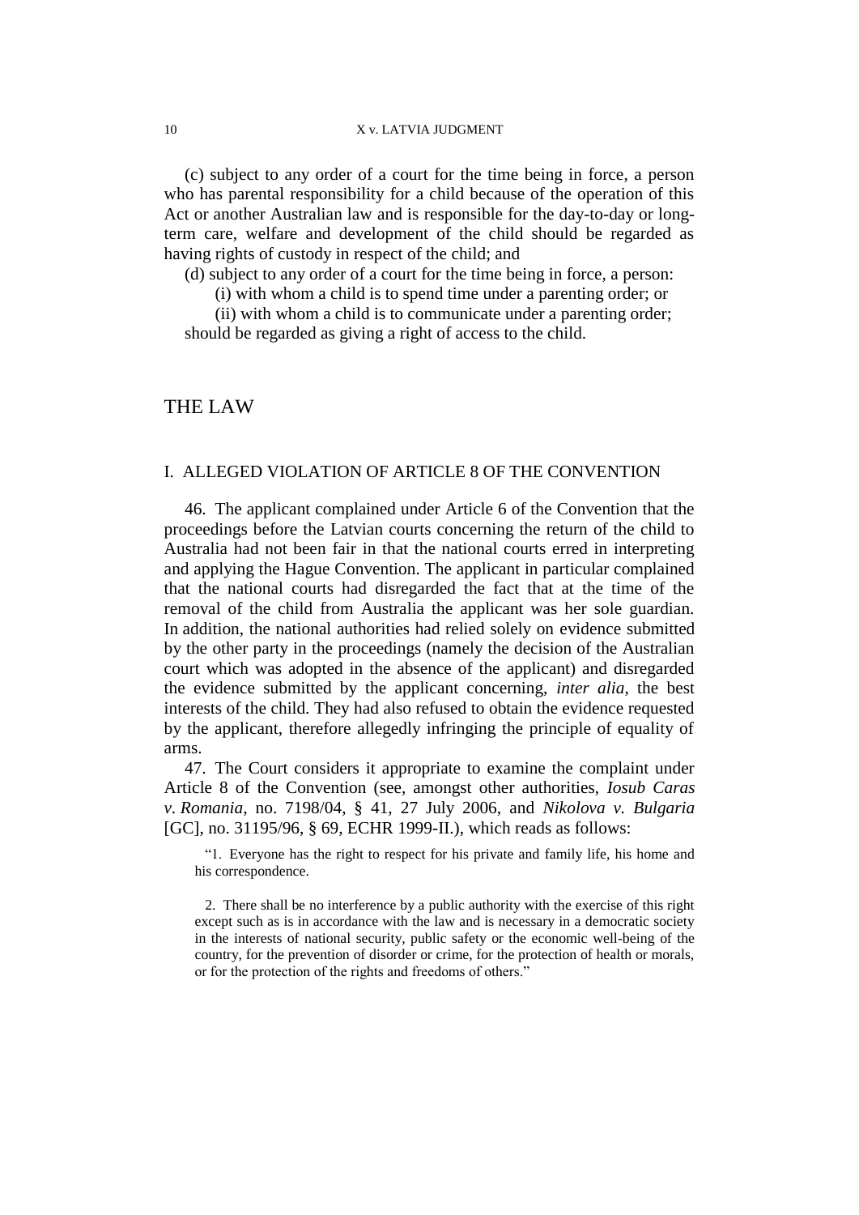(c) subject to any order of a court for the time being in force, a person who has parental responsibility for a child because of the operation of this Act or another Australian law and is responsible for the day-to-day or long-term care, welfare and development of the child should be regarded as having rights of custody in respect of the child; and

(d) subject to any order of a court for the time being in force, a person:

(i) with whom a child is to spend time under a parenting order; or

(ii) with whom a child is to communicate under a parenting order;

should be regarded as giving a right of access to the child.

# THE LAW

## I. ALLEGED VIOLATION OF ARTICLE 8 OF THE CONVENTION

46. The applicant complained under Article 6 of the Convention that the proceedings before the Latvian courts concerning the return of the child to Australia had not been fair in that the national courts erred in interpreting and applying the Hague Convention. The applicant in particular complained that the national courts had disregarded the fact that at the time of the removal of the child from Australia the applicant was her sole guardian. In addition, the national authorities had relied solely on evidence submitted by the other party in the proceedings (namely the decision of the Australian court which was adopted in the absence of the applicant) and disregarded the evidence submitted by the applicant concerning, *inter alia*, the best interests of the child. They had also refused to obtain the evidence requested by the applicant, therefore allegedly infringing the principle of equality of arms.

47. The Court considers it appropriate to examine the complaint under Article 8 of the Convention (see, amongst other authorities, *Iosub Caras v. Romania*, no. 7198/04, § 41, 27 July 2006, and *Nikolova v. Bulgaria* [GC], no. 31195/96, § 69, ECHR 1999-II.), which reads as follows:

> "1. Everyone has the right to respect for his private and family life, his home and his correspondence.
>
> 2. There shall be no interference by a public authority with the exercise of this right except such as is in accordance with the law and is necessary in a democratic society in the interests of national security, public safety or the economic well-being of the country, for the prevention of disorder or crime, for the protection of health or morals, or for the protection of the rights and freedoms of others."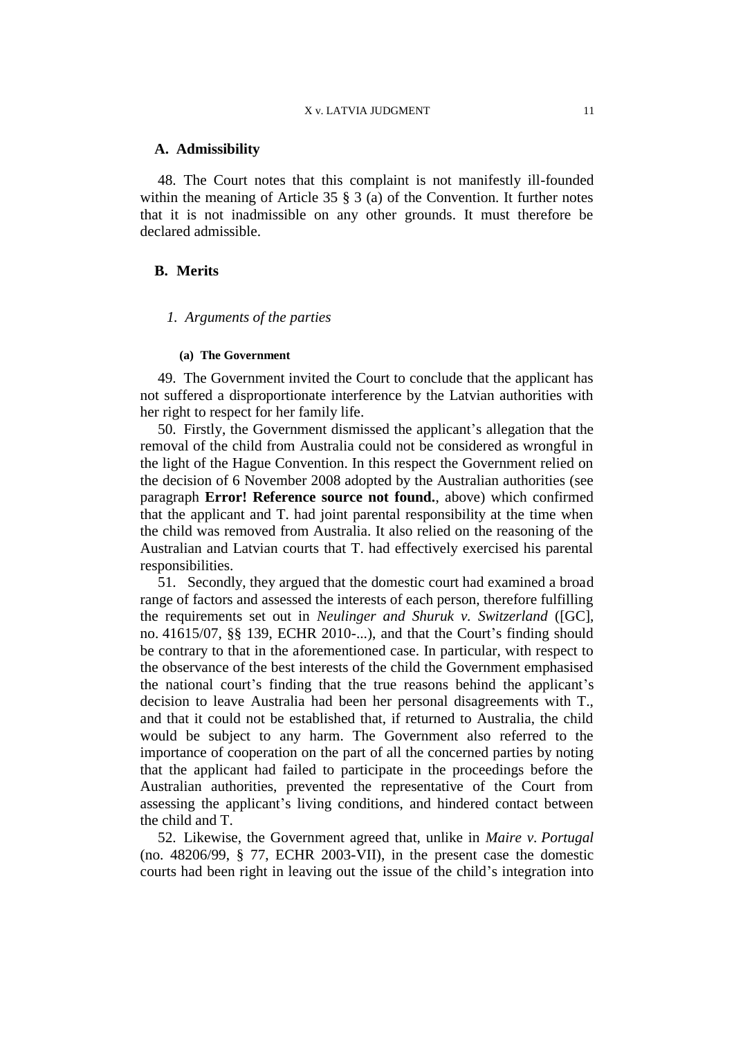## A. Admissibility

48. The Court notes that this complaint is not manifestly ill-founded within the meaning of Article 35 § 3 (a) of the Convention. It further notes that it is not inadmissible on any other grounds. It must therefore be declared admissible.

## B. Merits

### *1. Arguments of the parties*

#### (a) The Government

49. The Government invited the Court to conclude that the applicant has not suffered a disproportionate interference by the Latvian authorities with her right to respect for her family life.

50. Firstly, the Government dismissed the applicant's allegation that the removal of the child from Australia could not be considered as wrongful in the light of the Hague Convention. In this respect the Government relied on the decision of 6 November 2008 adopted by the Australian authorities (see paragraph **Error! Reference source not found.**, above) which confirmed that the applicant and T. had joint parental responsibility at the time when the child was removed from Australia. It also relied on the reasoning of the Australian and Latvian courts that T. had effectively exercised his parental responsibilities.

51. Secondly, they argued that the domestic court had examined a broad range of factors and assessed the interests of each person, therefore fulfilling the requirements set out in *Neulinger and Shuruk v. Switzerland* ([GC], no. 41615/07, §§ 139, ECHR 2010-...), and that the Court's finding should be contrary to that in the aforementioned case. In particular, with respect to the observance of the best interests of the child the Government emphasised the national court's finding that the true reasons behind the applicant's decision to leave Australia had been her personal disagreements with T., and that it could not be established that, if returned to Australia, the child would be subject to any harm. The Government also referred to the importance of cooperation on the part of all the concerned parties by noting that the applicant had failed to participate in the proceedings before the Australian authorities, prevented the representative of the Court from assessing the applicant's living conditions, and hindered contact between the child and T.

52. Likewise, the Government agreed that, unlike in *Maire v. Portugal* (no. 48206/99, § 77, ECHR 2003-VII), in the present case the domestic courts had been right in leaving out the issue of the child's integration into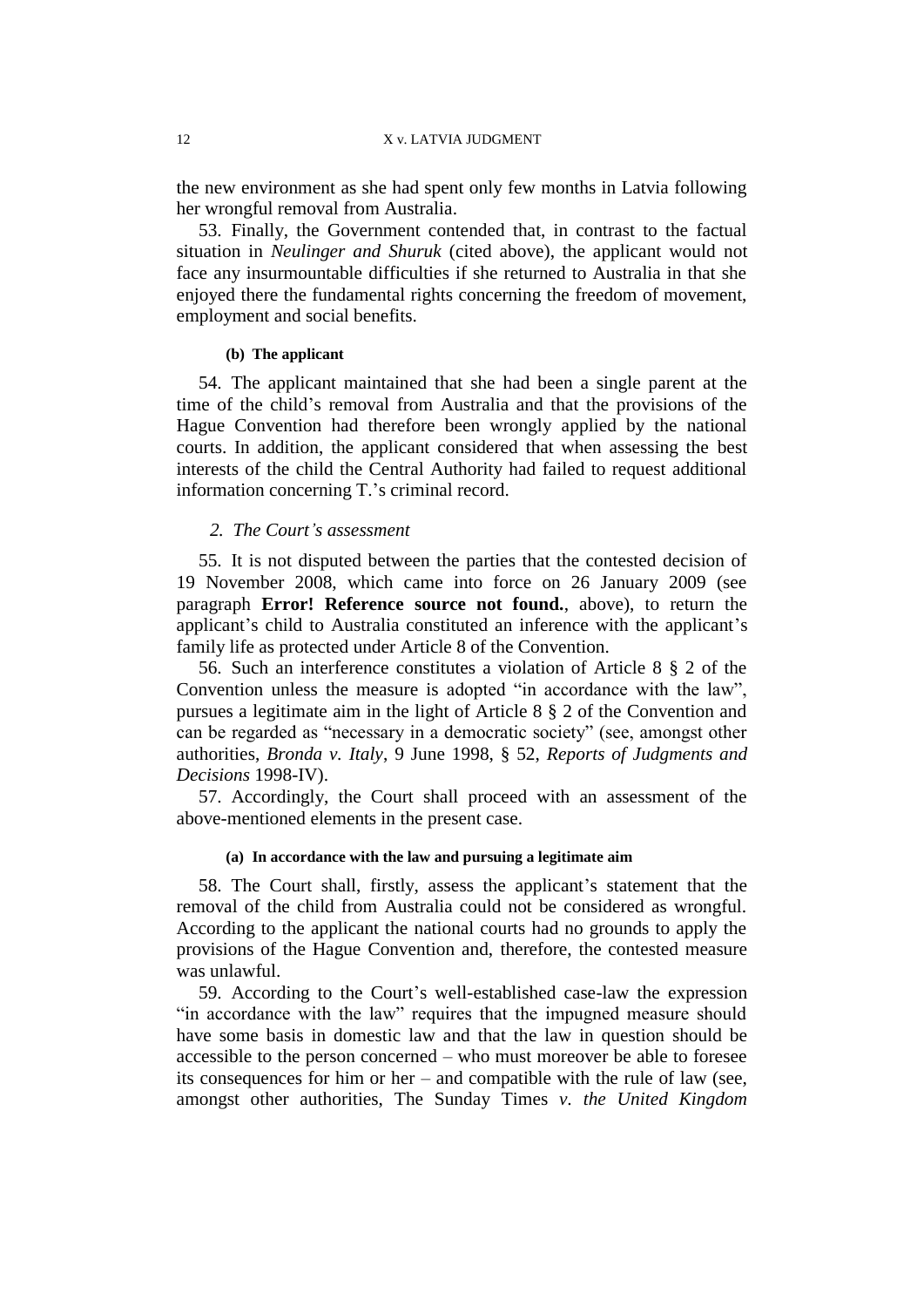the new environment as she had spent only few months in Latvia following her wrongful removal from Australia.

53. Finally, the Government contended that, in contrast to the factual situation in *Neulinger and Shuruk* (cited above), the applicant would not face any insurmountable difficulties if she returned to Australia in that she enjoyed there the fundamental rights concerning the freedom of movement, employment and social benefits.

#### (b) The applicant

54. The applicant maintained that she had been a single parent at the time of the child's removal from Australia and that the provisions of the Hague Convention had therefore been wrongly applied by the national courts. In addition, the applicant considered that when assessing the best interests of the child the Central Authority had failed to request additional information concerning T.'s criminal record.

### *2. The Court's assessment*

55. It is not disputed between the parties that the contested decision of 19 November 2008, which came into force on 26 January 2009 (see paragraph **Error! Reference source not found.**, above), to return the applicant's child to Australia constituted an inference with the applicant's family life as protected under Article 8 of the Convention.

56. Such an interference constitutes a violation of Article 8 § 2 of the Convention unless the measure is adopted "in accordance with the law", pursues a legitimate aim in the light of Article 8 § 2 of the Convention and can be regarded as "necessary in a democratic society" (see, amongst other authorities, *Bronda v. Italy*, 9 June 1998, § 52, *Reports of Judgments and Decisions* 1998-IV).

57. Accordingly, the Court shall proceed with an assessment of the above-mentioned elements in the present case.

#### (a) In accordance with the law and pursuing a legitimate aim

58. The Court shall, firstly, assess the applicant's statement that the removal of the child from Australia could not be considered as wrongful. According to the applicant the national courts had no grounds to apply the provisions of the Hague Convention and, therefore, the contested measure was unlawful.

59. According to the Court's well-established case-law the expression "in accordance with the law" requires that the impugned measure should have some basis in domestic law and that the law in question should be accessible to the person concerned – who must moreover be able to foresee its consequences for him or her – and compatible with the rule of law (see, amongst other authorities, The Sunday Times *v. the United Kingdom*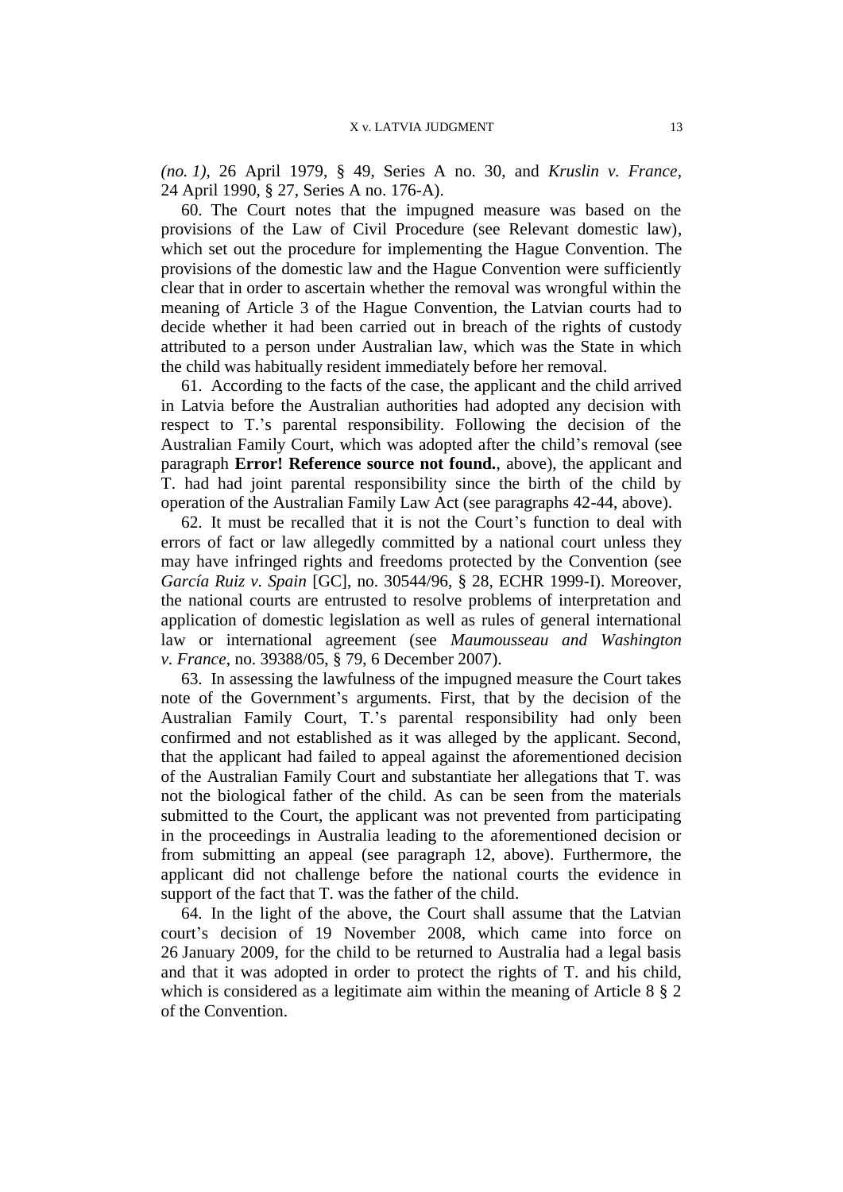*(no. 1)*, 26 April 1979, § 49, Series A no. 30, and *Kruslin v. France*, 24 April 1990, § 27, Series A no. 176-A).

60. The Court notes that the impugned measure was based on the provisions of the Law of Civil Procedure (see Relevant domestic law), which set out the procedure for implementing the Hague Convention. The provisions of the domestic law and the Hague Convention were sufficiently clear that in order to ascertain whether the removal was wrongful within the meaning of Article 3 of the Hague Convention, the Latvian courts had to decide whether it had been carried out in breach of the rights of custody attributed to a person under Australian law, which was the State in which the child was habitually resident immediately before her removal.

61. According to the facts of the case, the applicant and the child arrived in Latvia before the Australian authorities had adopted any decision with respect to T.'s parental responsibility. Following the decision of the Australian Family Court, which was adopted after the child's removal (see paragraph **Error! Reference source not found.**, above), the applicant and T. had had joint parental responsibility since the birth of the child by operation of the Australian Family Law Act (see paragraphs 42-44, above).

62. It must be recalled that it is not the Court's function to deal with errors of fact or law allegedly committed by a national court unless they may have infringed rights and freedoms protected by the Convention (see *García Ruiz v. Spain* [GC], no. 30544/96, § 28, ECHR 1999-I). Moreover, the national courts are entrusted to resolve problems of interpretation and application of domestic legislation as well as rules of general international law or international agreement (see *Maumousseau and Washington v. France*, no. 39388/05, § 79, 6 December 2007).

63. In assessing the lawfulness of the impugned measure the Court takes note of the Government's arguments. First, that by the decision of the Australian Family Court, T.'s parental responsibility had only been confirmed and not established as it was alleged by the applicant. Second, that the applicant had failed to appeal against the aforementioned decision of the Australian Family Court and substantiate her allegations that T. was not the biological father of the child. As can be seen from the materials submitted to the Court, the applicant was not prevented from participating in the proceedings in Australia leading to the aforementioned decision or from submitting an appeal (see paragraph 12, above). Furthermore, the applicant did not challenge before the national courts the evidence in support of the fact that T. was the father of the child.

64. In the light of the above, the Court shall assume that the Latvian court's decision of 19 November 2008, which came into force on 26 January 2009, for the child to be returned to Australia had a legal basis and that it was adopted in order to protect the rights of T. and his child, which is considered as a legitimate aim within the meaning of Article 8 § 2 of the Convention.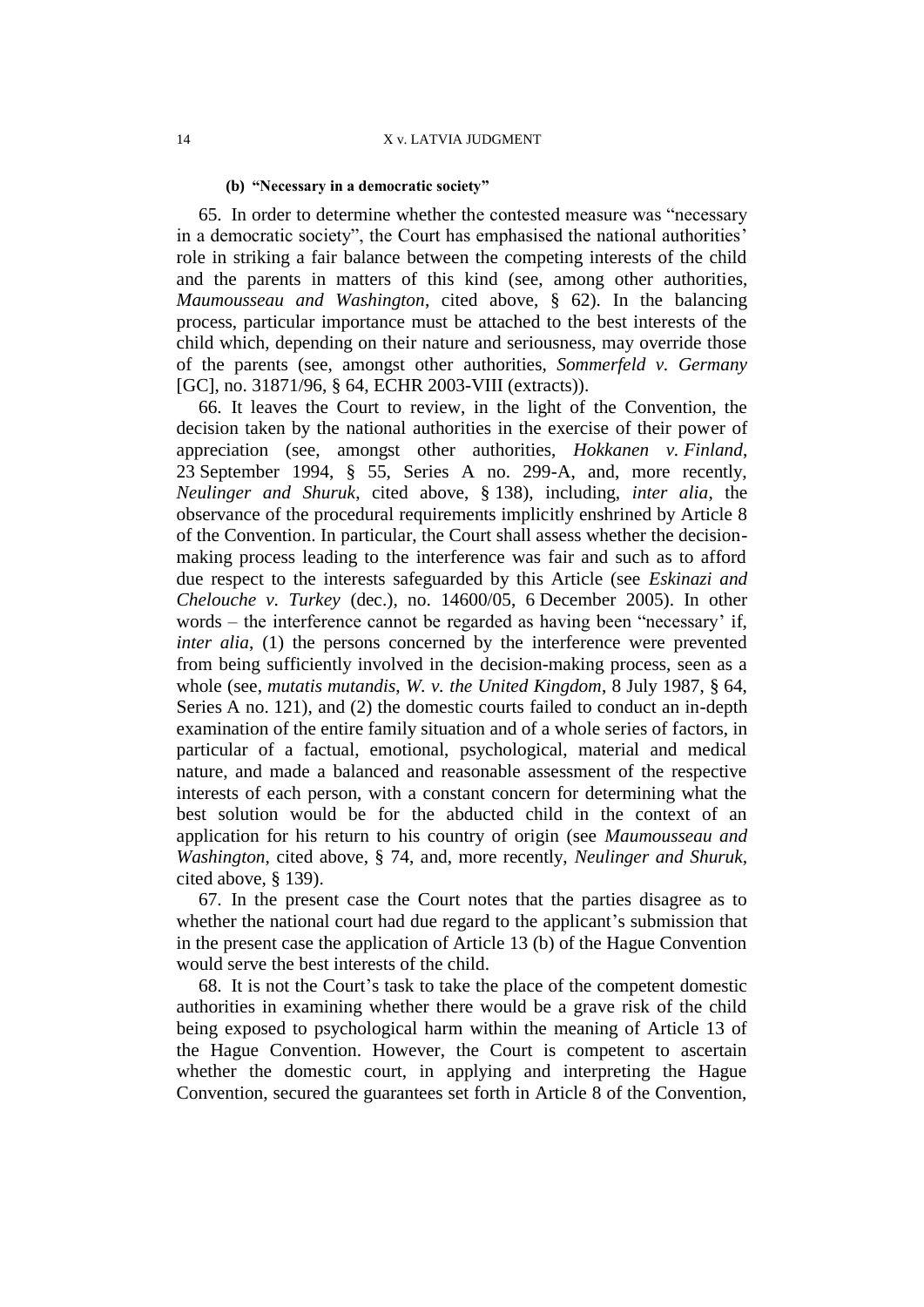#### (b) "Necessary in a democratic society"

65. In order to determine whether the contested measure was "necessary in a democratic society", the Court has emphasised the national authorities' role in striking a fair balance between the competing interests of the child and the parents in matters of this kind (see, among other authorities, *Maumousseau and Washington*, cited above, § 62). In the balancing process, particular importance must be attached to the best interests of the child which, depending on their nature and seriousness, may override those of the parents (see, amongst other authorities, *Sommerfeld v. Germany* [GC], no. 31871/96, § 64, ECHR 2003-VIII (extracts)).

66. It leaves the Court to review, in the light of the Convention, the decision taken by the national authorities in the exercise of their power of appreciation (see, amongst other authorities, *Hokkanen v. Finland*, 23 September 1994, § 55, Series A no. 299-A, and, more recently, *Neulinger and Shuruk*, cited above, § 138), including, *inter alia*, the observance of the procedural requirements implicitly enshrined by Article 8 of the Convention. In particular, the Court shall assess whether the decision-making process leading to the interference was fair and such as to afford due respect to the interests safeguarded by this Article (see *Eskinazi and Chelouche v. Turkey* (dec.), no. 14600/05, 6 December 2005). In other words – the interference cannot be regarded as having been "necessary' if, *inter alia*, (1) the persons concerned by the interference were prevented from being sufficiently involved in the decision-making process, seen as a whole (see, *mutatis mutandis*, *W. v. the United Kingdom*, 8 July 1987, § 64, Series A no. 121), and (2) the domestic courts failed to conduct an in-depth examination of the entire family situation and of a whole series of factors, in particular of a factual, emotional, psychological, material and medical nature, and made a balanced and reasonable assessment of the respective interests of each person, with a constant concern for determining what the best solution would be for the abducted child in the context of an application for his return to his country of origin (see *Maumousseau and Washington*, cited above, § 74, and, more recently, *Neulinger and Shuruk*, cited above, § 139).

67. In the present case the Court notes that the parties disagree as to whether the national court had due regard to the applicant's submission that in the present case the application of Article 13 (b) of the Hague Convention would serve the best interests of the child.

68. It is not the Court's task to take the place of the competent domestic authorities in examining whether there would be a grave risk of the child being exposed to psychological harm within the meaning of Article 13 of the Hague Convention. However, the Court is competent to ascertain whether the domestic court, in applying and interpreting the Hague Convention, secured the guarantees set forth in Article 8 of the Convention,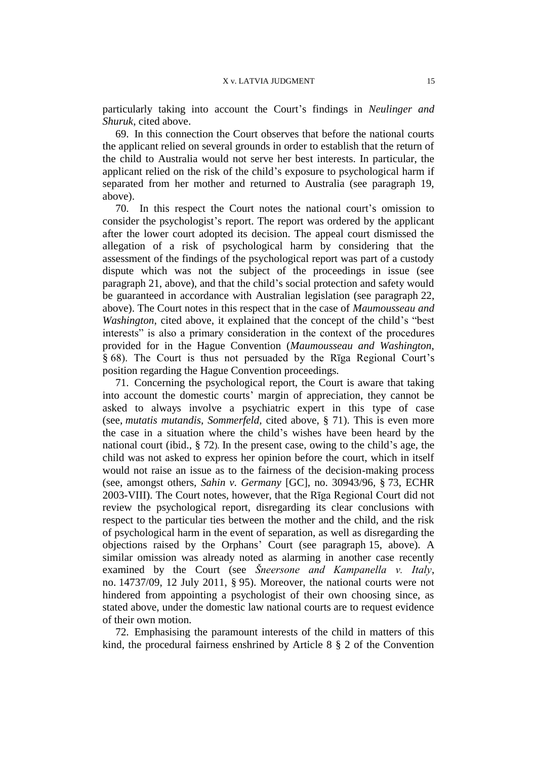particularly taking into account the Court's findings in *Neulinger and Shuruk*, cited above.

69. In this connection the Court observes that before the national courts the applicant relied on several grounds in order to establish that the return of the child to Australia would not serve her best interests. In particular, the applicant relied on the risk of the child's exposure to psychological harm if separated from her mother and returned to Australia (see paragraph 19, above).

70. In this respect the Court notes the national court's omission to consider the psychologist's report. The report was ordered by the applicant after the lower court adopted its decision. The appeal court dismissed the allegation of a risk of psychological harm by considering that the assessment of the findings of the psychological report was part of a custody dispute which was not the subject of the proceedings in issue (see paragraph 21, above), and that the child's social protection and safety would be guaranteed in accordance with Australian legislation (see paragraph 22, above). The Court notes in this respect that in the case of *Maumousseau and Washington*, cited above, it explained that the concept of the child's "best interests" is also a primary consideration in the context of the procedures provided for in the Hague Convention (*Maumousseau and Washington*, § 68). The Court is thus not persuaded by the Rīga Regional Court's position regarding the Hague Convention proceedings.

71. Concerning the psychological report, the Court is aware that taking into account the domestic courts' margin of appreciation, they cannot be asked to always involve a psychiatric expert in this type of case (see, *mutatis mutandis*, *Sommerfeld*, cited above, § 71). This is even more the case in a situation where the child's wishes have been heard by the national court (ibid., § 72). In the present case, owing to the child's age, the child was not asked to express her opinion before the court, which in itself would not raise an issue as to the fairness of the decision-making process (see, amongst others, *Sahin v. Germany* [GC], no. 30943/96, § 73, ECHR 2003-VIII). The Court notes, however, that the Rīga Regional Court did not review the psychological report, disregarding its clear conclusions with respect to the particular ties between the mother and the child, and the risk of psychological harm in the event of separation, as well as disregarding the objections raised by the Orphans' Court (see paragraph 15, above). A similar omission was already noted as alarming in another case recently examined by the Court (see *Šneersone and Kampanella v. Italy*, no. 14737/09, 12 July 2011, § 95). Moreover, the national courts were not hindered from appointing a psychologist of their own choosing since, as stated above, under the domestic law national courts are to request evidence of their own motion.

72. Emphasising the paramount interests of the child in matters of this kind, the procedural fairness enshrined by Article 8 § 2 of the Convention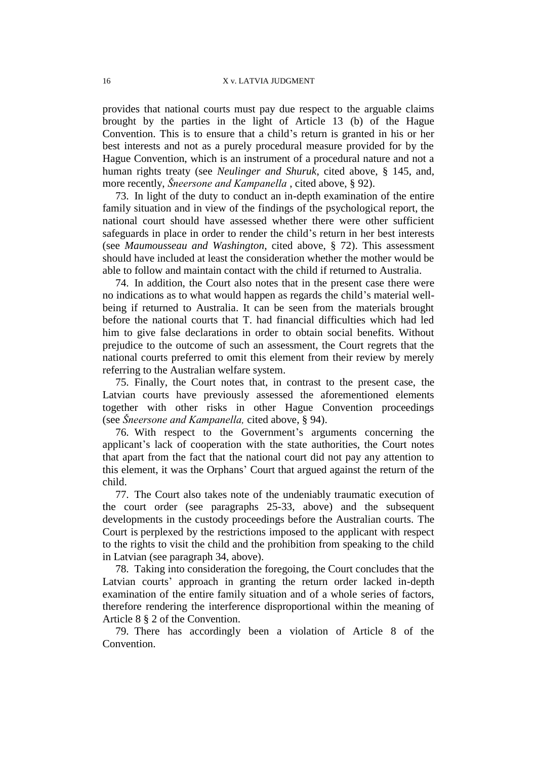provides that national courts must pay due respect to the arguable claims brought by the parties in the light of Article 13 (b) of the Hague Convention. This is to ensure that a child's return is granted in his or her best interests and not as a purely procedural measure provided for by the Hague Convention, which is an instrument of a procedural nature and not a human rights treaty (see *Neulinger and Shuruk*, cited above, § 145, and, more recently, *Šneersone and Kampanella* , cited above, § 92).

73. In light of the duty to conduct an in-depth examination of the entire family situation and in view of the findings of the psychological report, the national court should have assessed whether there were other sufficient safeguards in place in order to render the child's return in her best interests (see *Maumousseau and Washington*, cited above, § 72). This assessment should have included at least the consideration whether the mother would be able to follow and maintain contact with the child if returned to Australia.

74. In addition, the Court also notes that in the present case there were no indications as to what would happen as regards the child's material well-being if returned to Australia. It can be seen from the materials brought before the national courts that T. had financial difficulties which had led him to give false declarations in order to obtain social benefits. Without prejudice to the outcome of such an assessment, the Court regrets that the national courts preferred to omit this element from their review by merely referring to the Australian welfare system.

75. Finally, the Court notes that, in contrast to the present case, the Latvian courts have previously assessed the aforementioned elements together with other risks in other Hague Convention proceedings (see *Šneersone and Kampanella,* cited above, § 94).

76. With respect to the Government's arguments concerning the applicant's lack of cooperation with the state authorities, the Court notes that apart from the fact that the national court did not pay any attention to this element, it was the Orphans' Court that argued against the return of the child.

77. The Court also takes note of the undeniably traumatic execution of the court order (see paragraphs 25-33, above) and the subsequent developments in the custody proceedings before the Australian courts. The Court is perplexed by the restrictions imposed to the applicant with respect to the rights to visit the child and the prohibition from speaking to the child in Latvian (see paragraph 34, above).

78. Taking into consideration the foregoing, the Court concludes that the Latvian courts' approach in granting the return order lacked in-depth examination of the entire family situation and of a whole series of factors, therefore rendering the interference disproportional within the meaning of Article 8 § 2 of the Convention.

79. There has accordingly been a violation of Article 8 of the Convention.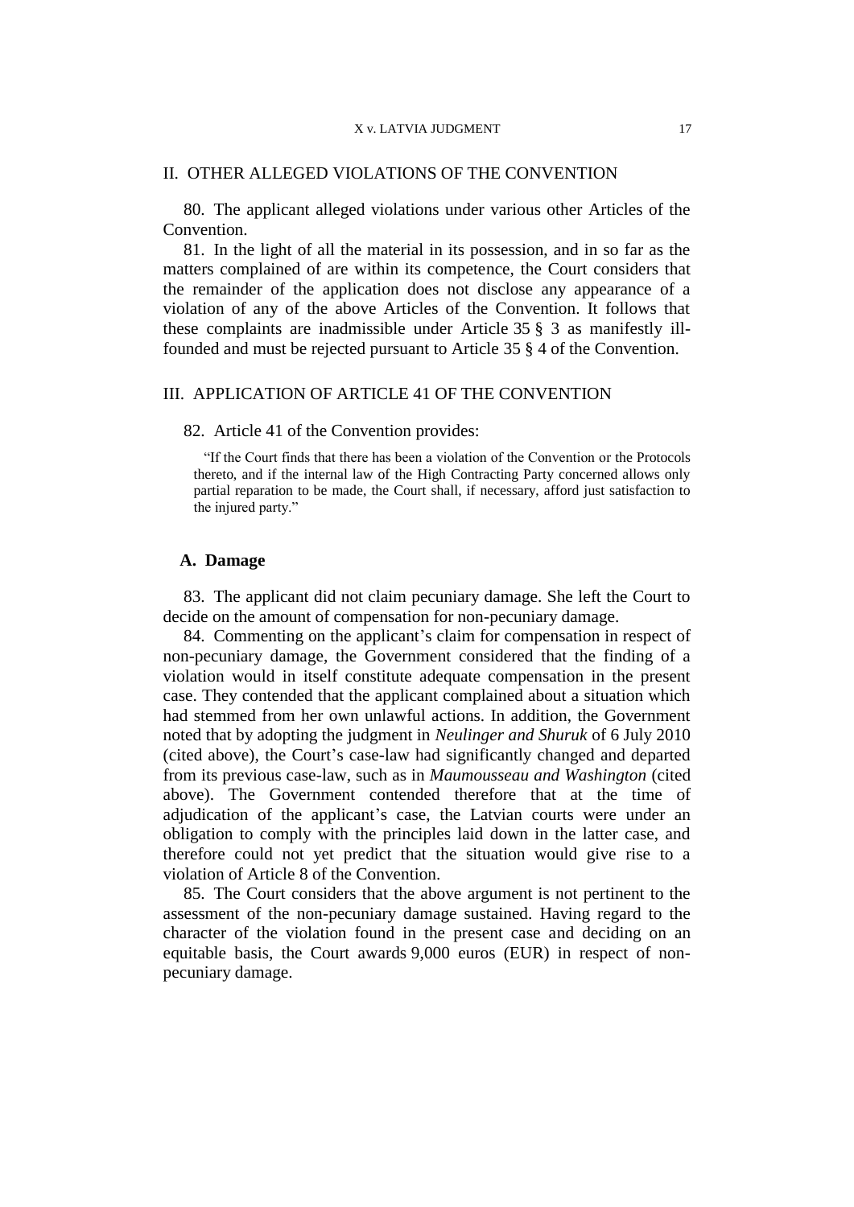## II. OTHER ALLEGED VIOLATIONS OF THE CONVENTION

80. The applicant alleged violations under various other Articles of the Convention.

81. In the light of all the material in its possession, and in so far as the matters complained of are within its competence, the Court considers that the remainder of the application does not disclose any appearance of a violation of any of the above Articles of the Convention. It follows that these complaints are inadmissible under Article 35 § 3 as manifestly ill-founded and must be rejected pursuant to Article 35 § 4 of the Convention.

## III. APPLICATION OF ARTICLE 41 OF THE CONVENTION

82. Article 41 of the Convention provides:

> "If the Court finds that there has been a violation of the Convention or the Protocols thereto, and if the internal law of the High Contracting Party concerned allows only partial reparation to be made, the Court shall, if necessary, afford just satisfaction to the injured party."

### A. Damage

83. The applicant did not claim pecuniary damage. She left the Court to decide on the amount of compensation for non-pecuniary damage.

84. Commenting on the applicant's claim for compensation in respect of non-pecuniary damage, the Government considered that the finding of a violation would in itself constitute adequate compensation in the present case. They contended that the applicant complained about a situation which had stemmed from her own unlawful actions. In addition, the Government noted that by adopting the judgment in *Neulinger and Shuruk* of 6 July 2010 (cited above), the Court's case-law had significantly changed and departed from its previous case-law, such as in *Maumousseau and Washington* (cited above). The Government contended therefore that at the time of adjudication of the applicant's case, the Latvian courts were under an obligation to comply with the principles laid down in the latter case, and therefore could not yet predict that the situation would give rise to a violation of Article 8 of the Convention.

85. The Court considers that the above argument is not pertinent to the assessment of the non-pecuniary damage sustained. Having regard to the character of the violation found in the present case and deciding on an equitable basis, the Court awards 9,000 euros (EUR) in respect of non-pecuniary damage.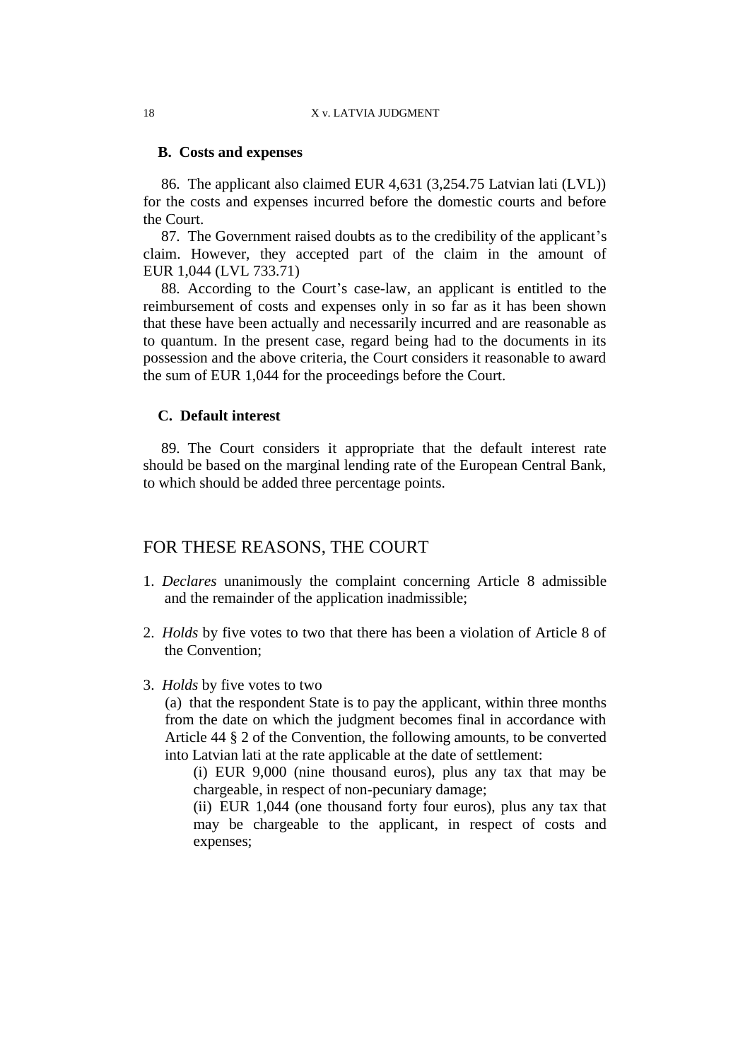### B. Costs and expenses

86. The applicant also claimed EUR 4,631 (3,254.75 Latvian lati (LVL)) for the costs and expenses incurred before the domestic courts and before the Court.

87. The Government raised doubts as to the credibility of the applicant's claim. However, they accepted part of the claim in the amount of EUR 1,044 (LVL 733.71)

88. According to the Court's case-law, an applicant is entitled to the reimbursement of costs and expenses only in so far as it has been shown that these have been actually and necessarily incurred and are reasonable as to quantum. In the present case, regard being had to the documents in its possession and the above criteria, the Court considers it reasonable to award the sum of EUR 1,044 for the proceedings before the Court.

### C. Default interest

89. The Court considers it appropriate that the default interest rate should be based on the marginal lending rate of the European Central Bank, to which should be added three percentage points.

## FOR THESE REASONS, THE COURT

1. *Declares* unanimously the complaint concerning Article 8 admissible and the remainder of the application inadmissible;

2. *Holds* by five votes to two that there has been a violation of Article 8 of the Convention;

3. *Holds* by five votes to two

   (a) that the respondent State is to pay the applicant, within three months from the date on which the judgment becomes final in accordance with Article 44 § 2 of the Convention, the following amounts, to be converted into Latvian lati at the rate applicable at the date of settlement:

      (i) EUR 9,000 (nine thousand euros), plus any tax that may be chargeable, in respect of non-pecuniary damage;

      (ii) EUR 1,044 (one thousand forty four euros), plus any tax that may be chargeable to the applicant, in respect of costs and expenses;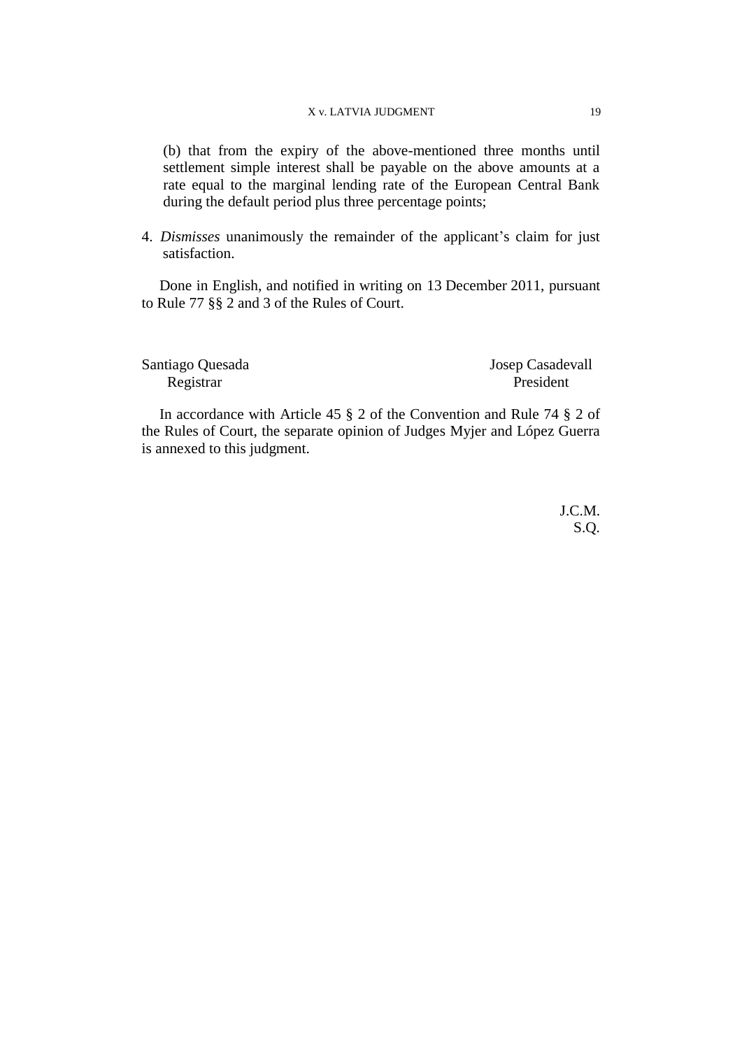(b) that from the expiry of the above-mentioned three months until settlement simple interest shall be payable on the above amounts at a rate equal to the marginal lending rate of the European Central Bank during the default period plus three percentage points;

4. *Dismisses* unanimously the remainder of the applicant's claim for just satisfaction.

Done in English, and notified in writing on 13 December 2011, pursuant to Rule 77 §§ 2 and 3 of the Rules of Court.

Santiago Quesada
Registrar

Josep Casadevall
President

In accordance with Article 45 § 2 of the Convention and Rule 74 § 2 of the Rules of Court, the separate opinion of Judges Myjer and López Guerra is annexed to this judgment.

J.C.M.
S.Q.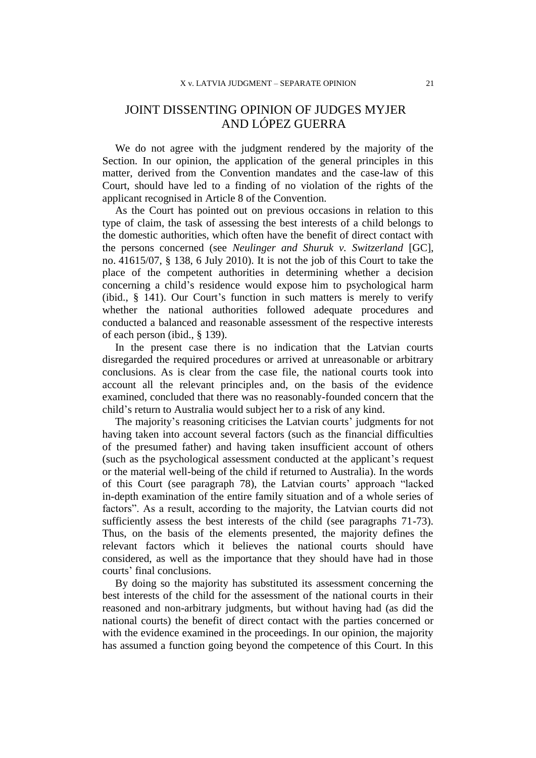# JOINT DISSENTING OPINION OF JUDGES MYJER AND LÓPEZ GUERRA

We do not agree with the judgment rendered by the majority of the Section. In our opinion, the application of the general principles in this matter, derived from the Convention mandates and the case-law of this Court, should have led to a finding of no violation of the rights of the applicant recognised in Article 8 of the Convention.

As the Court has pointed out on previous occasions in relation to this type of claim, the task of assessing the best interests of a child belongs to the domestic authorities, which often have the benefit of direct contact with the persons concerned (see *Neulinger and Shuruk v. Switzerland* [GC], no. 41615/07, § 138, 6 July 2010). It is not the job of this Court to take the place of the competent authorities in determining whether a decision concerning a child's residence would expose him to psychological harm (ibid., § 141). Our Court's function in such matters is merely to verify whether the national authorities followed adequate procedures and conducted a balanced and reasonable assessment of the respective interests of each person (ibid., § 139).

In the present case there is no indication that the Latvian courts disregarded the required procedures or arrived at unreasonable or arbitrary conclusions. As is clear from the case file, the national courts took into account all the relevant principles and, on the basis of the evidence examined, concluded that there was no reasonably-founded concern that the child's return to Australia would subject her to a risk of any kind.

The majority's reasoning criticises the Latvian courts' judgments for not having taken into account several factors (such as the financial difficulties of the presumed father) and having taken insufficient account of others (such as the psychological assessment conducted at the applicant's request or the material well-being of the child if returned to Australia). In the words of this Court (see paragraph 78), the Latvian courts' approach "lacked in-depth examination of the entire family situation and of a whole series of factors". As a result, according to the majority, the Latvian courts did not sufficiently assess the best interests of the child (see paragraphs 71-73). Thus, on the basis of the elements presented, the majority defines the relevant factors which it believes the national courts should have considered, as well as the importance that they should have had in those courts' final conclusions.

By doing so the majority has substituted its assessment concerning the best interests of the child for the assessment of the national courts in their reasoned and non-arbitrary judgments, but without having had (as did the national courts) the benefit of direct contact with the parties concerned or with the evidence examined in the proceedings. In our opinion, the majority has assumed a function going beyond the competence of this Court. In this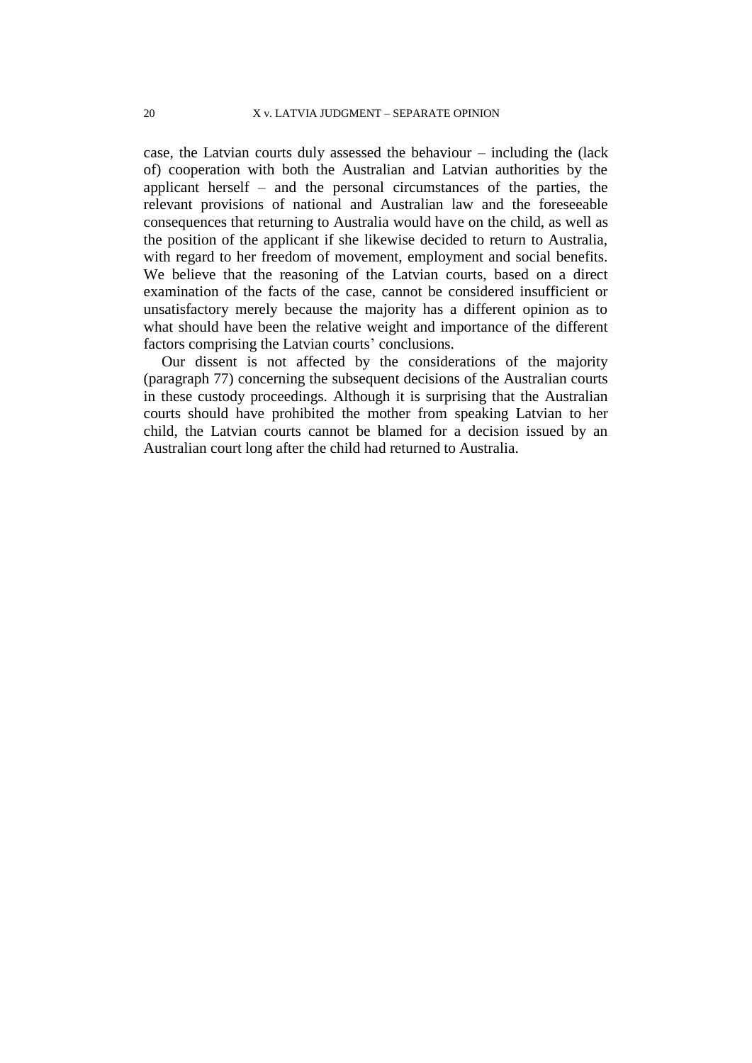case, the Latvian courts duly assessed the behaviour – including the (lack of) cooperation with both the Australian and Latvian authorities by the applicant herself – and the personal circumstances of the parties, the relevant provisions of national and Australian law and the foreseeable consequences that returning to Australia would have on the child, as well as the position of the applicant if she likewise decided to return to Australia, with regard to her freedom of movement, employment and social benefits. We believe that the reasoning of the Latvian courts, based on a direct examination of the facts of the case, cannot be considered insufficient or unsatisfactory merely because the majority has a different opinion as to what should have been the relative weight and importance of the different factors comprising the Latvian courts' conclusions.

Our dissent is not affected by the considerations of the majority (paragraph 77) concerning the subsequent decisions of the Australian courts in these custody proceedings. Although it is surprising that the Australian courts should have prohibited the mother from speaking Latvian to her child, the Latvian courts cannot be blamed for a decision issued by an Australian court long after the child had returned to Australia.